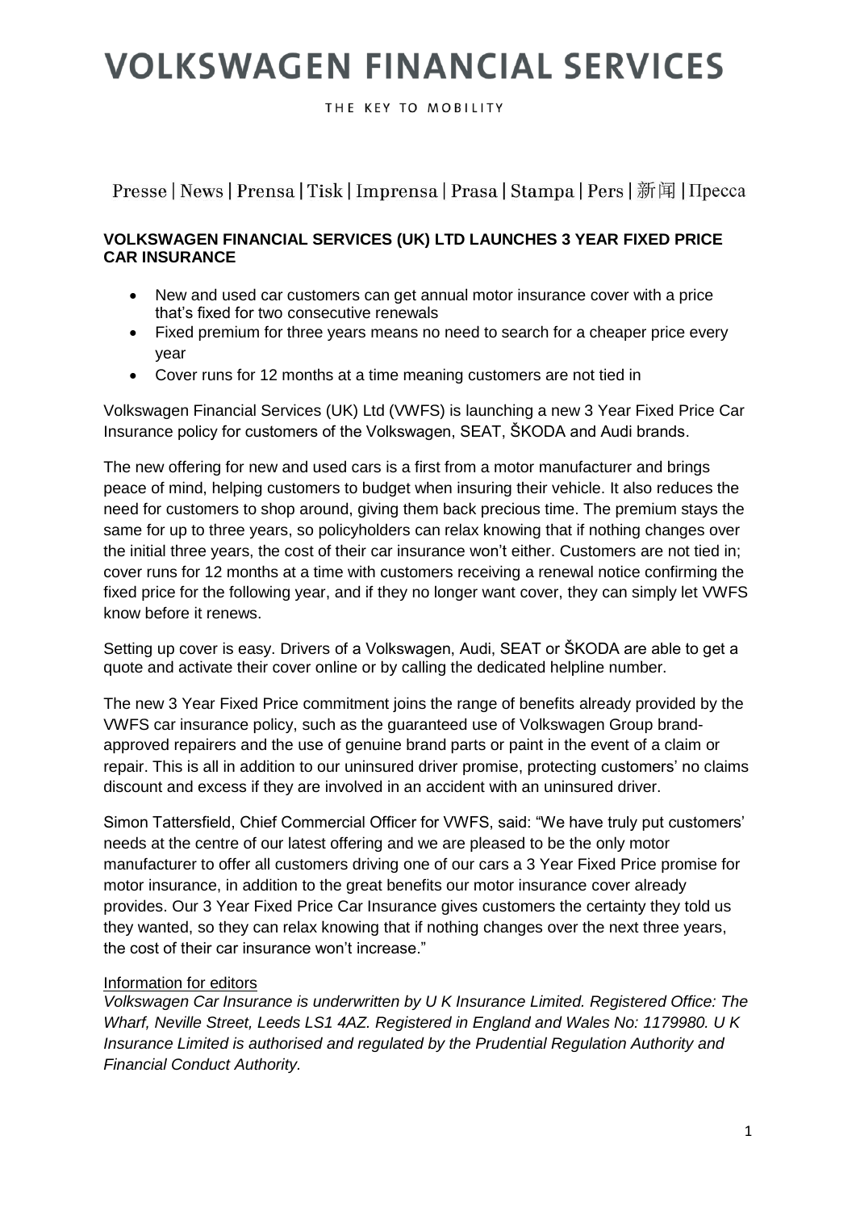# VOLKSWAGEN FINANCIAL SERVICES

THE KEY TO MOBILITY

Presse | News | Prensa | Tisk | Imprensa | Prasa | Stampa | Pers | 新闻 | Пресса

**VOLKSWAGEN FINANCIAL SERVICES (UK) LTD LAUNCHES 3 YEAR FIXED PRICE CAR INSURANCE**

- New and used car customers can get annual motor insurance cover with a price that's fixed for two consecutive renewals
- Fixed premium for three years means no need to search for a cheaper price every year
- Cover runs for 12 months at a time meaning customers are not tied in

Volkswagen Financial Services (UK) Ltd (VWFS) is launching a new 3 Year Fixed Price Car Insurance policy for customers of the Volkswagen, SEAT, ŠKODA and Audi brands.

The new offering for new and used cars is a first from a motor manufacturer and brings peace of mind, helping customers to budget when insuring their vehicle. It also reduces the need for customers to shop around, giving them back precious time. The premium stays the same for up to three years, so policyholders can relax knowing that if nothing changes over the initial three years, the cost of their car insurance won't either. Customers are not tied in; cover runs for 12 months at a time with customers receiving a renewal notice confirming the fixed price for the following year, and if they no longer want cover, they can simply let VWFS know before it renews.

Setting up cover is easy. Drivers of a Volkswagen, Audi, SEAT or ŠKODA are able to get a quote and activate their cover online or by calling the dedicated helpline number.

The new 3 Year Fixed Price commitment joins the range of benefits already provided by the VWFS car insurance policy, such as the guaranteed use of Volkswagen Group brand-approved repairers and the use of genuine brand parts or paint in the event of a claim or repair. This is all in addition to our uninsured driver promise, protecting customers' no claims discount and excess if they are involved in an accident with an uninsured driver.

Simon Tattersfield, Chief Commercial Officer for VWFS, said: "We have truly put customers' needs at the centre of our latest offering and we are pleased to be the only motor manufacturer to offer all customers driving one of our cars a 3 Year Fixed Price promise for motor insurance, in addition to the great benefits our motor insurance cover already provides. Our 3 Year Fixed Price Car Insurance gives customers the certainty they told us they wanted, so they can relax knowing that if nothing changes over the next three years, the cost of their car insurance won't increase."

Information for editors

*Volkswagen Car Insurance is underwritten by U K Insurance Limited. Registered Office: The Wharf, Neville Street, Leeds LS1 4AZ. Registered in England and Wales No: 1179980. U K Insurance Limited is authorised and regulated by the Prudential Regulation Authority and Financial Conduct Authority.*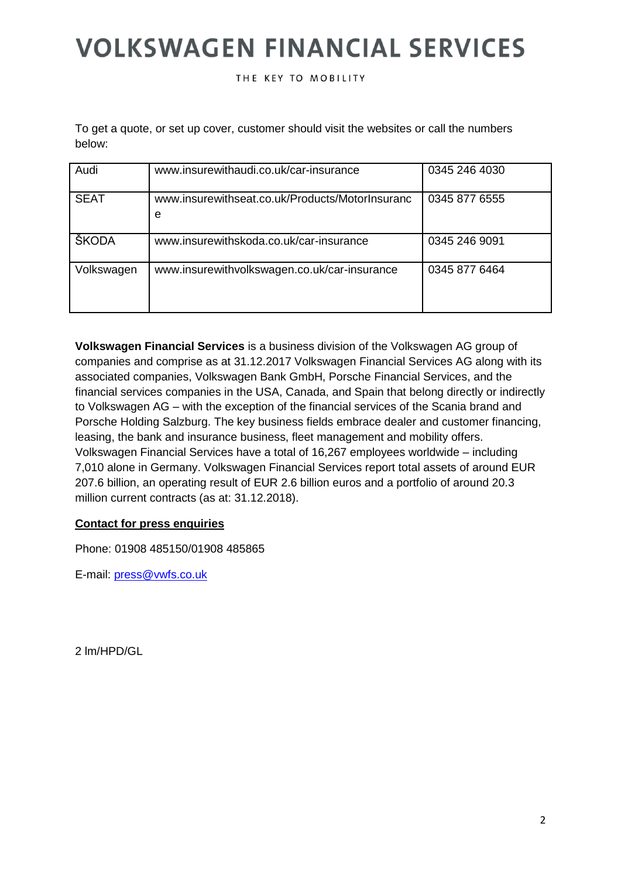To get a quote, or set up cover, customer should visit the websites or call the numbers below:

| | | |
|---|---|---|
| Audi | www.insurewithaudi.co.uk/car-insurance | 0345 246 4030 |
| SEAT | www.insurewithseat.co.uk/Products/MotorInsurance | 0345 877 6555 |
| ŠKODA | www.insurewithskoda.co.uk/car-insurance | 0345 246 9091 |
| Volkswagen | www.insurewithvolkswagen.co.uk/car-insurance | 0345 877 6464 |

**Volkswagen Financial Services** is a business division of the Volkswagen AG group of companies and comprise as at 31.12.2017 Volkswagen Financial Services AG along with its associated companies, Volkswagen Bank GmbH, Porsche Financial Services, and the financial services companies in the USA, Canada, and Spain that belong directly or indirectly to Volkswagen AG – with the exception of the financial services of the Scania brand and Porsche Holding Salzburg. The key business fields embrace dealer and customer financing, leasing, the bank and insurance business, fleet management and mobility offers. Volkswagen Financial Services have a total of 16,267 employees worldwide – including 7,010 alone in Germany. Volkswagen Financial Services report total assets of around EUR 207.6 billion, an operating result of EUR 2.6 billion euros and a portfolio of around 20.3 million current contracts (as at: 31.12.2018).

**Contact for press enquiries**

Phone: 01908 485150/01908 485865

E-mail: press@vwfs.co.uk

2 lm/HPD/GL